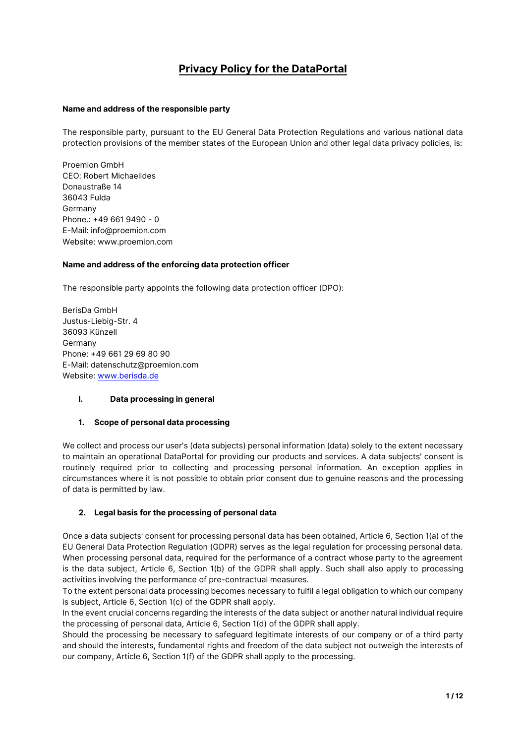# Privacy Policy for the DataPortal

**Name and address of the responsible party**

The responsible party, pursuant to the EU General Data Protection Regulations and various national data protection provisions of the member states of the European Union and other legal data privacy policies, is:

Proemion GmbH
CEO: Robert Michaelides
Donaustraße 14
36043 Fulda
Germany
Phone.: +49 661 9490 - 0
E-Mail: info@proemion.com
Website: www.proemion.com

**Name and address of the enforcing data protection officer**

The responsible party appoints the following data protection officer (DPO):

BerisDa GmbH
Justus-Liebig-Str. 4
36093 Künzell
Germany
Phone: +49 661 29 69 80 90
E-Mail: datenschutz@proemion.com
Website: [www.berisda.de](www.berisda.de)

## I. Data processing in general

### 1. Scope of personal data processing

We collect and process our user's (data subjects) personal information (data) solely to the extent necessary to maintain an operational DataPortal for providing our products and services. A data subjects' consent is routinely required prior to collecting and processing personal information. An exception applies in circumstances where it is not possible to obtain prior consent due to genuine reasons and the processing of data is permitted by law.

### 2. Legal basis for the processing of personal data

Once a data subjects' consent for processing personal data has been obtained, Article 6, Section 1(a) of the EU General Data Protection Regulation (GDPR) serves as the legal regulation for processing personal data. When processing personal data, required for the performance of a contract whose party to the agreement is the data subject, Article 6, Section 1(b) of the GDPR shall apply. Such shall also apply to processing activities involving the performance of pre-contractual measures.
To the extent personal data processing becomes necessary to fulfil a legal obligation to which our company is subject, Article 6, Section 1(c) of the GDPR shall apply.
In the event crucial concerns regarding the interests of the data subject or another natural individual require the processing of personal data, Article 6, Section 1(d) of the GDPR shall apply.
Should the processing be necessary to safeguard legitimate interests of our company or of a third party and should the interests, fundamental rights and freedom of the data subject not outweigh the interests of our company, Article 6, Section 1(f) of the GDPR shall apply to the processing.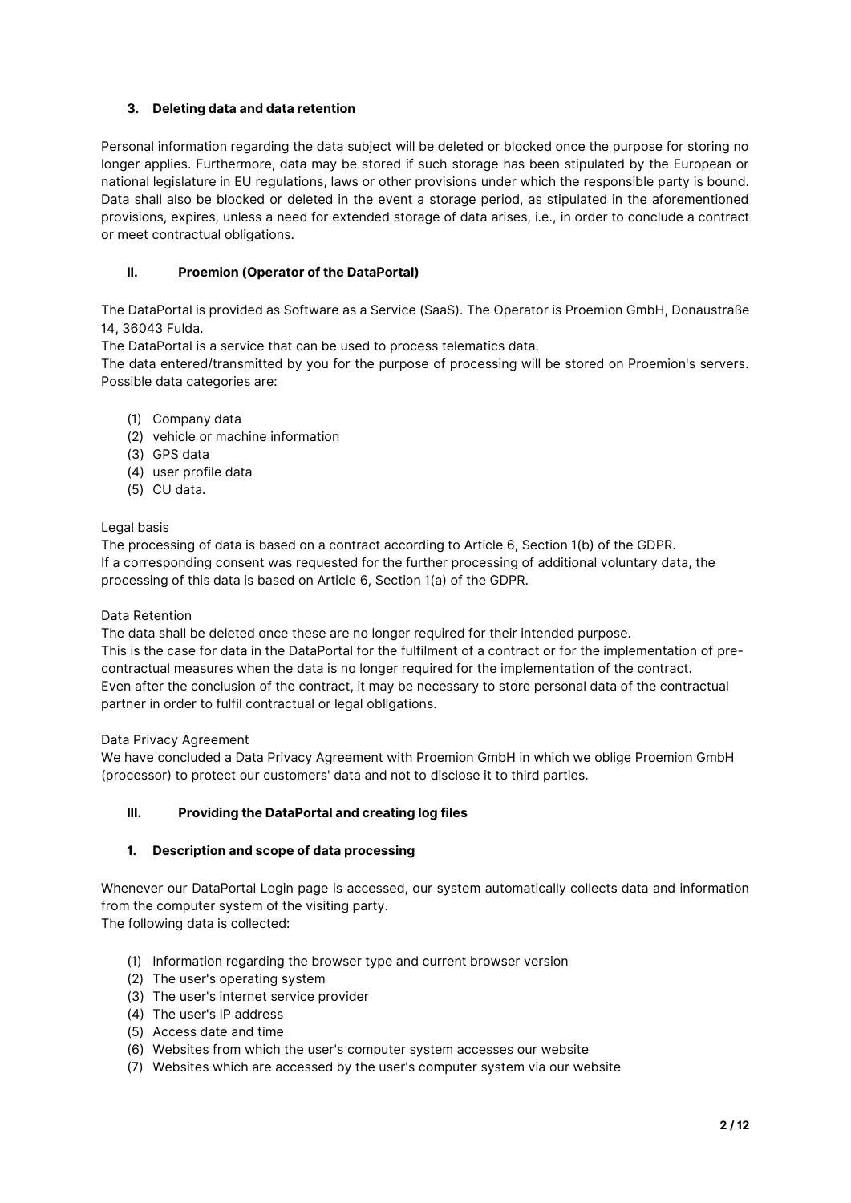### 3. Deleting data and data retention

Personal information regarding the data subject will be deleted or blocked once the purpose for storing no longer applies. Furthermore, data may be stored if such storage has been stipulated by the European or national legislature in EU regulations, laws or other provisions under which the responsible party is bound. Data shall also be blocked or deleted in the event a storage period, as stipulated in the aforementioned provisions, expires, unless a need for extended storage of data arises, i.e., in order to conclude a contract or meet contractual obligations.

## II. Proemion (Operator of the DataPortal)

The DataPortal is provided as Software as a Service (SaaS). The Operator is Proemion GmbH, Donaustraße 14, 36043 Fulda.

The DataPortal is a service that can be used to process telematics data.

The data entered/transmitted by you for the purpose of processing will be stored on Proemion's servers. Possible data categories are:

(1) Company data
(2) vehicle or machine information
(3) GPS data
(4) user profile data
(5) CU data.

Legal basis

The processing of data is based on a contract according to Article 6, Section 1(b) of the GDPR.
If a corresponding consent was requested for the further processing of additional voluntary data, the processing of this data is based on Article 6, Section 1(a) of the GDPR.

Data Retention

The data shall be deleted once these are no longer required for their intended purpose.
This is the case for data in the DataPortal for the fulfilment of a contract or for the implementation of pre-contractual measures when the data is no longer required for the implementation of the contract.
Even after the conclusion of the contract, it may be necessary to store personal data of the contractual partner in order to fulfil contractual or legal obligations.

Data Privacy Agreement

We have concluded a Data Privacy Agreement with Proemion GmbH in which we oblige Proemion GmbH (processor) to protect our customers' data and not to disclose it to third parties.

## III. Providing the DataPortal and creating log files

### 1. Description and scope of data processing

Whenever our DataPortal Login page is accessed, our system automatically collects data and information from the computer system of the visiting party.
The following data is collected:

(1) Information regarding the browser type and current browser version
(2) The user's operating system
(3) The user's internet service provider
(4) The user's IP address
(5) Access date and time
(6) Websites from which the user's computer system accesses our website
(7) Websites which are accessed by the user's computer system via our website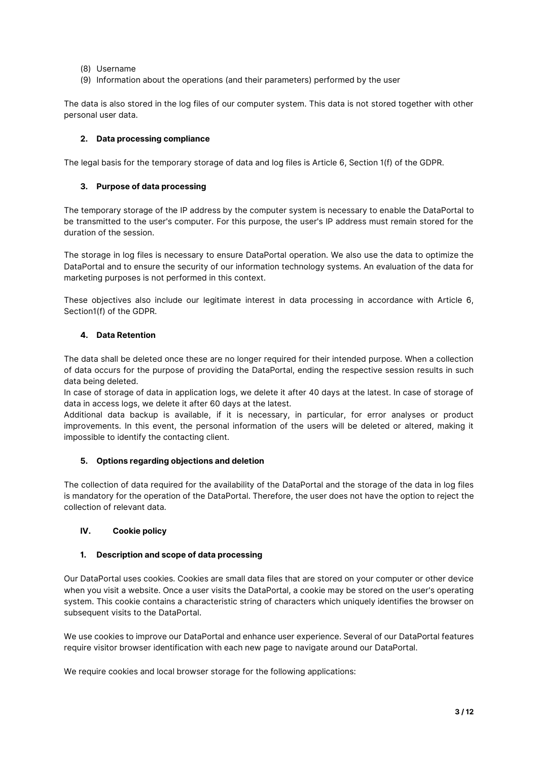(8) Username
(9) Information about the operations (and their parameters) performed by the user

The data is also stored in the log files of our computer system. This data is not stored together with other personal user data.

### 2. Data processing compliance

The legal basis for the temporary storage of data and log files is Article 6, Section 1(f) of the GDPR.

### 3. Purpose of data processing

The temporary storage of the IP address by the computer system is necessary to enable the DataPortal to be transmitted to the user's computer. For this purpose, the user's IP address must remain stored for the duration of the session.

The storage in log files is necessary to ensure DataPortal operation. We also use the data to optimize the DataPortal and to ensure the security of our information technology systems. An evaluation of the data for marketing purposes is not performed in this context.

These objectives also include our legitimate interest in data processing in accordance with Article 6, Section1(f) of the GDPR.

### 4. Data Retention

The data shall be deleted once these are no longer required for their intended purpose. When a collection of data occurs for the purpose of providing the DataPortal, ending the respective session results in such data being deleted.
In case of storage of data in application logs, we delete it after 40 days at the latest. In case of storage of data in access logs, we delete it after 60 days at the latest.
Additional data backup is available, if it is necessary, in particular, for error analyses or product improvements. In this event, the personal information of the users will be deleted or altered, making it impossible to identify the contacting client.

### 5. Options regarding objections and deletion

The collection of data required for the availability of the DataPortal and the storage of the data in log files is mandatory for the operation of the DataPortal. Therefore, the user does not have the option to reject the collection of relevant data.

## IV. Cookie policy

### 1. Description and scope of data processing

Our DataPortal uses cookies. Cookies are small data files that are stored on your computer or other device when you visit a website. Once a user visits the DataPortal, a cookie may be stored on the user's operating system. This cookie contains a characteristic string of characters which uniquely identifies the browser on subsequent visits to the DataPortal.

We use cookies to improve our DataPortal and enhance user experience. Several of our DataPortal features require visitor browser identification with each new page to navigate around our DataPortal.

We require cookies and local browser storage for the following applications: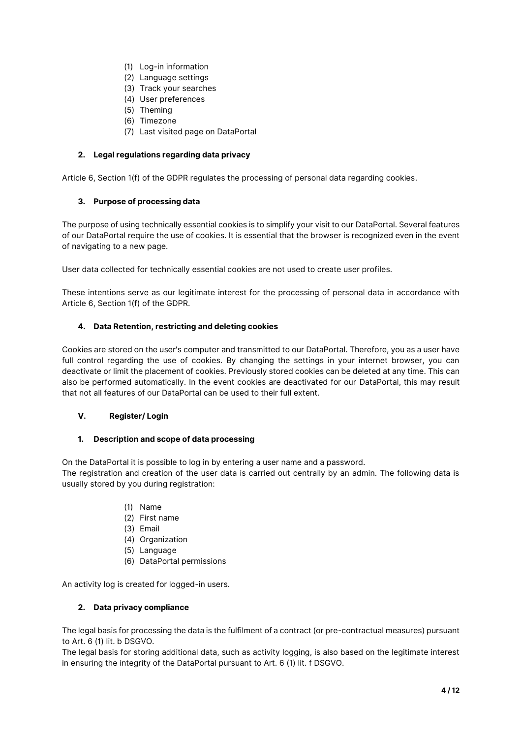(1) Log-in information
(2) Language settings
(3) Track your searches
(4) User preferences
(5) Theming
(6) Timezone
(7) Last visited page on DataPortal

### 2. Legal regulations regarding data privacy

Article 6, Section 1(f) of the GDPR regulates the processing of personal data regarding cookies.

### 3. Purpose of processing data

The purpose of using technically essential cookies is to simplify your visit to our DataPortal. Several features of our DataPortal require the use of cookies. It is essential that the browser is recognized even in the event of navigating to a new page.

User data collected for technically essential cookies are not used to create user profiles.

These intentions serve as our legitimate interest for the processing of personal data in accordance with Article 6, Section 1(f) of the GDPR.

### 4. Data Retention, restricting and deleting cookies

Cookies are stored on the user's computer and transmitted to our DataPortal. Therefore, you as a user have full control regarding the use of cookies. By changing the settings in your internet browser, you can deactivate or limit the placement of cookies. Previously stored cookies can be deleted at any time. This can also be performed automatically. In the event cookies are deactivated for our DataPortal, this may result that not all features of our DataPortal can be used to their full extent.

## V. Register/ Login

### 1. Description and scope of data processing

On the DataPortal it is possible to log in by entering a user name and a password.
The registration and creation of the user data is carried out centrally by an admin. The following data is usually stored by you during registration:

(1) Name
(2) First name
(3) Email
(4) Organization
(5) Language
(6) DataPortal permissions

An activity log is created for logged-in users.

### 2. Data privacy compliance

The legal basis for processing the data is the fulfilment of a contract (or pre-contractual measures) pursuant to Art. 6 (1) lit. b DSGVO.
The legal basis for storing additional data, such as activity logging, is also based on the legitimate interest in ensuring the integrity of the DataPortal pursuant to Art. 6 (1) lit. f DSGVO.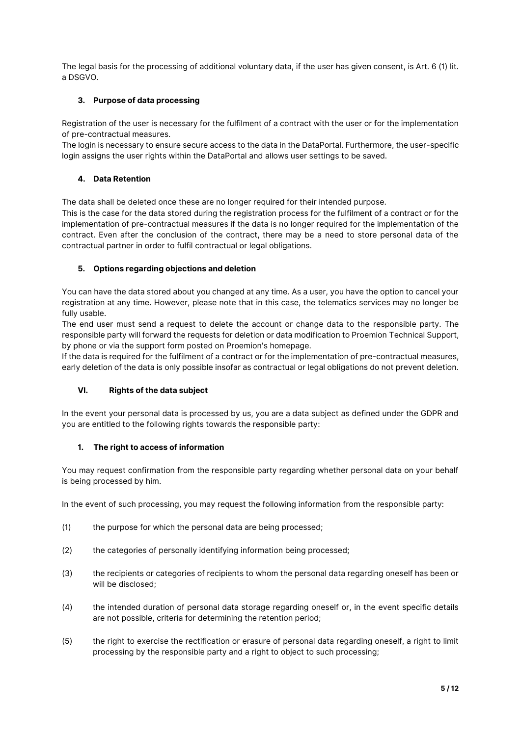The legal basis for the processing of additional voluntary data, if the user has given consent, is Art. 6 (1) lit. a DSGVO.

### 3. Purpose of data processing

Registration of the user is necessary for the fulfilment of a contract with the user or for the implementation of pre-contractual measures.
The login is necessary to ensure secure access to the data in the DataPortal. Furthermore, the user-specific login assigns the user rights within the DataPortal and allows user settings to be saved.

### 4. Data Retention

The data shall be deleted once these are no longer required for their intended purpose.
This is the case for the data stored during the registration process for the fulfilment of a contract or for the implementation of pre-contractual measures if the data is no longer required for the implementation of the contract. Even after the conclusion of the contract, there may be a need to store personal data of the contractual partner in order to fulfil contractual or legal obligations.

### 5. Options regarding objections and deletion

You can have the data stored about you changed at any time. As a user, you have the option to cancel your registration at any time. However, please note that in this case, the telematics services may no longer be fully usable.
The end user must send a request to delete the account or change data to the responsible party. The responsible party will forward the requests for deletion or data modification to Proemion Technical Support, by phone or via the support form posted on Proemion's homepage.
If the data is required for the fulfilment of a contract or for the implementation of pre-contractual measures, early deletion of the data is only possible insofar as contractual or legal obligations do not prevent deletion.

## VI. Rights of the data subject

In the event your personal data is processed by us, you are a data subject as defined under the GDPR and you are entitled to the following rights towards the responsible party:

### 1. The right to access of information

You may request confirmation from the responsible party regarding whether personal data on your behalf is being processed by him.

In the event of such processing, you may request the following information from the responsible party:

(1) the purpose for which the personal data are being processed;

(2) the categories of personally identifying information being processed;

(3) the recipients or categories of recipients to whom the personal data regarding oneself has been or will be disclosed;

(4) the intended duration of personal data storage regarding oneself or, in the event specific details are not possible, criteria for determining the retention period;

(5) the right to exercise the rectification or erasure of personal data regarding oneself, a right to limit processing by the responsible party and a right to object to such processing;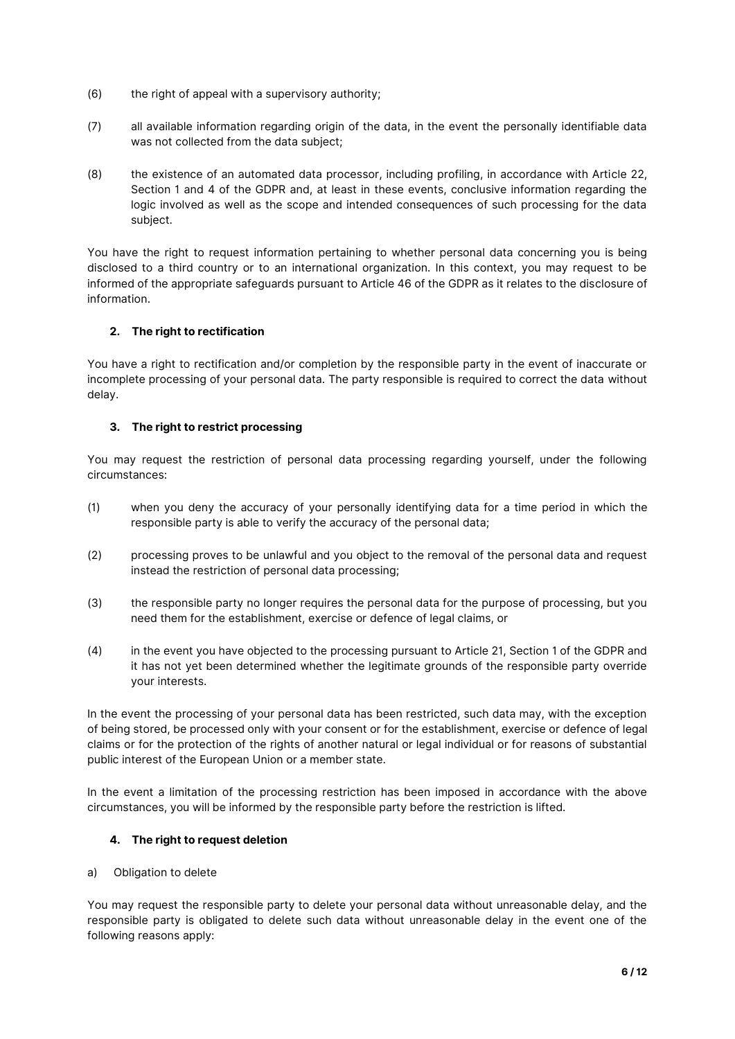(6) the right of appeal with a supervisory authority;

(7) all available information regarding origin of the data, in the event the personally identifiable data was not collected from the data subject;

(8) the existence of an automated data processor, including profiling, in accordance with Article 22, Section 1 and 4 of the GDPR and, at least in these events, conclusive information regarding the logic involved as well as the scope and intended consequences of such processing for the data subject.

You have the right to request information pertaining to whether personal data concerning you is being disclosed to a third country or to an international organization. In this context, you may request to be informed of the appropriate safeguards pursuant to Article 46 of the GDPR as it relates to the disclosure of information.

#### 2. The right to rectification

You have a right to rectification and/or completion by the responsible party in the event of inaccurate or incomplete processing of your personal data. The party responsible is required to correct the data without delay.

#### 3. The right to restrict processing

You may request the restriction of personal data processing regarding yourself, under the following circumstances:

(1) when you deny the accuracy of your personally identifying data for a time period in which the responsible party is able to verify the accuracy of the personal data;

(2) processing proves to be unlawful and you object to the removal of the personal data and request instead the restriction of personal data processing;

(3) the responsible party no longer requires the personal data for the purpose of processing, but you need them for the establishment, exercise or defence of legal claims, or

(4) in the event you have objected to the processing pursuant to Article 21, Section 1 of the GDPR and it has not yet been determined whether the legitimate grounds of the responsible party override your interests.

In the event the processing of your personal data has been restricted, such data may, with the exception of being stored, be processed only with your consent or for the establishment, exercise or defence of legal claims or for the protection of the rights of another natural or legal individual or for reasons of substantial public interest of the European Union or a member state.

In the event a limitation of the processing restriction has been imposed in accordance with the above circumstances, you will be informed by the responsible party before the restriction is lifted.

#### 4. The right to request deletion

a) Obligation to delete

You may request the responsible party to delete your personal data without unreasonable delay, and the responsible party is obligated to delete such data without unreasonable delay in the event one of the following reasons apply: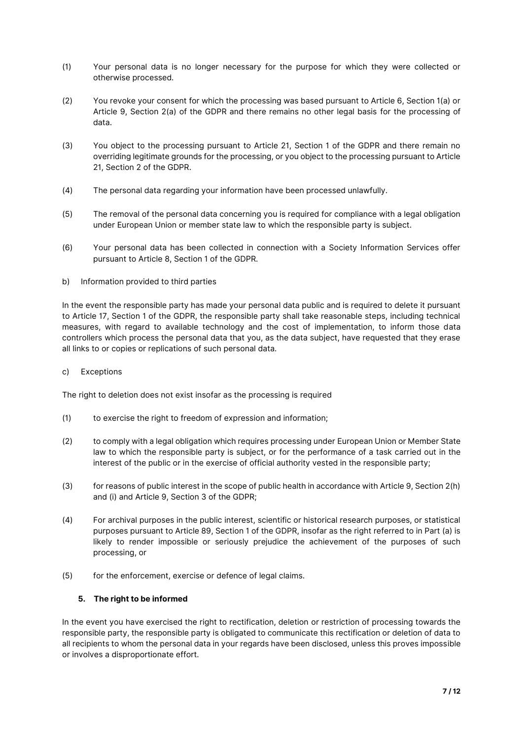(1) Your personal data is no longer necessary for the purpose for which they were collected or otherwise processed.

(2) You revoke your consent for which the processing was based pursuant to Article 6, Section 1(a) or Article 9, Section 2(a) of the GDPR and there remains no other legal basis for the processing of data.

(3) You object to the processing pursuant to Article 21, Section 1 of the GDPR and there remain no overriding legitimate grounds for the processing, or you object to the processing pursuant to Article 21, Section 2 of the GDPR.

(4) The personal data regarding your information have been processed unlawfully.

(5) The removal of the personal data concerning you is required for compliance with a legal obligation under European Union or member state law to which the responsible party is subject.

(6) Your personal data has been collected in connection with a Society Information Services offer pursuant to Article 8, Section 1 of the GDPR.

b) Information provided to third parties

In the event the responsible party has made your personal data public and is required to delete it pursuant to Article 17, Section 1 of the GDPR, the responsible party shall take reasonable steps, including technical measures, with regard to available technology and the cost of implementation, to inform those data controllers which process the personal data that you, as the data subject, have requested that they erase all links to or copies or replications of such personal data.

c) Exceptions

The right to deletion does not exist insofar as the processing is required

(1) to exercise the right to freedom of expression and information;

(2) to comply with a legal obligation which requires processing under European Union or Member State law to which the responsible party is subject, or for the performance of a task carried out in the interest of the public or in the exercise of official authority vested in the responsible party;

(3) for reasons of public interest in the scope of public health in accordance with Article 9, Section 2(h) and (i) and Article 9, Section 3 of the GDPR;

(4) For archival purposes in the public interest, scientific or historical research purposes, or statistical purposes pursuant to Article 89, Section 1 of the GDPR, insofar as the right referred to in Part (a) is likely to render impossible or seriously prejudice the achievement of the purposes of such processing, or

(5) for the enforcement, exercise or defence of legal claims.

**5. The right to be informed**

In the event you have exercised the right to rectification, deletion or restriction of processing towards the responsible party, the responsible party is obligated to communicate this rectification or deletion of data to all recipients to whom the personal data in your regards have been disclosed, unless this proves impossible or involves a disproportionate effort.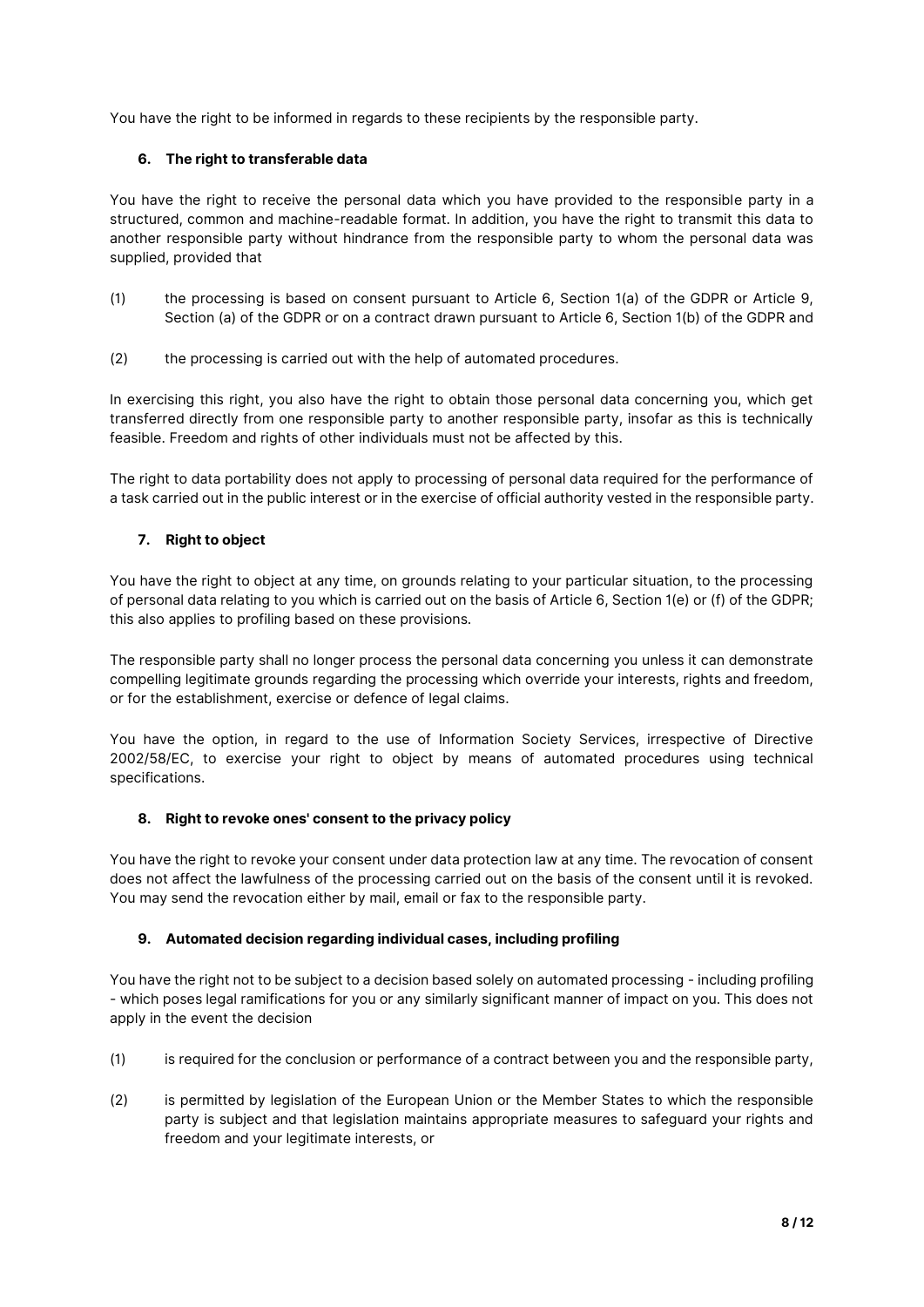You have the right to be informed in regards to these recipients by the responsible party.

### 6. The right to transferable data

You have the right to receive the personal data which you have provided to the responsible party in a structured, common and machine-readable format. In addition, you have the right to transmit this data to another responsible party without hindrance from the responsible party to whom the personal data was supplied, provided that

(1) the processing is based on consent pursuant to Article 6, Section 1(a) of the GDPR or Article 9, Section (a) of the GDPR or on a contract drawn pursuant to Article 6, Section 1(b) of the GDPR and

(2) the processing is carried out with the help of automated procedures.

In exercising this right, you also have the right to obtain those personal data concerning you, which get transferred directly from one responsible party to another responsible party, insofar as this is technically feasible. Freedom and rights of other individuals must not be affected by this.

The right to data portability does not apply to processing of personal data required for the performance of a task carried out in the public interest or in the exercise of official authority vested in the responsible party.

### 7. Right to object

You have the right to object at any time, on grounds relating to your particular situation, to the processing of personal data relating to you which is carried out on the basis of Article 6, Section 1(e) or (f) of the GDPR; this also applies to profiling based on these provisions.

The responsible party shall no longer process the personal data concerning you unless it can demonstrate compelling legitimate grounds regarding the processing which override your interests, rights and freedom, or for the establishment, exercise or defence of legal claims.

You have the option, in regard to the use of Information Society Services, irrespective of Directive 2002/58/EC, to exercise your right to object by means of automated procedures using technical specifications.

### 8. Right to revoke ones' consent to the privacy policy

You have the right to revoke your consent under data protection law at any time. The revocation of consent does not affect the lawfulness of the processing carried out on the basis of the consent until it is revoked. You may send the revocation either by mail, email or fax to the responsible party.

### 9. Automated decision regarding individual cases, including profiling

You have the right not to be subject to a decision based solely on automated processing - including profiling - which poses legal ramifications for you or any similarly significant manner of impact on you. This does not apply in the event the decision

(1) is required for the conclusion or performance of a contract between you and the responsible party,

(2) is permitted by legislation of the European Union or the Member States to which the responsible party is subject and that legislation maintains appropriate measures to safeguard your rights and freedom and your legitimate interests, or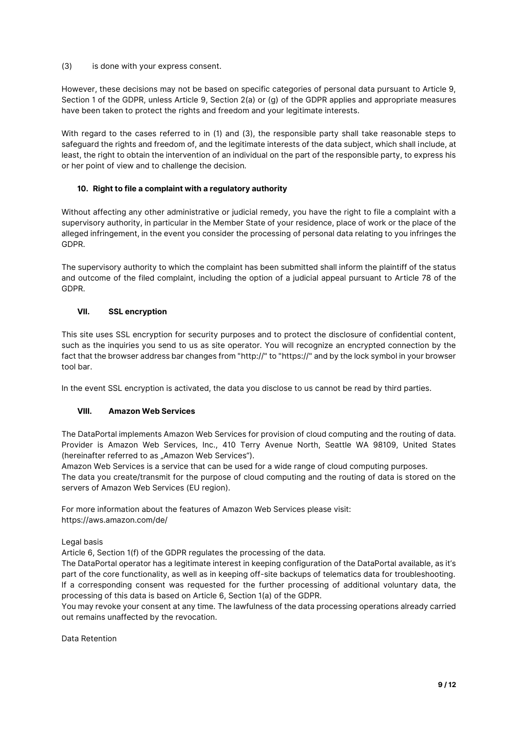(3) is done with your express consent.

However, these decisions may not be based on specific categories of personal data pursuant to Article 9, Section 1 of the GDPR, unless Article 9, Section 2(a) or (g) of the GDPR applies and appropriate measures have been taken to protect the rights and freedom and your legitimate interests.

With regard to the cases referred to in (1) and (3), the responsible party shall take reasonable steps to safeguard the rights and freedom of, and the legitimate interests of the data subject, which shall include, at least, the right to obtain the intervention of an individual on the part of the responsible party, to express his or her point of view and to challenge the decision.

### 10. Right to file a complaint with a regulatory authority

Without affecting any other administrative or judicial remedy, you have the right to file a complaint with a supervisory authority, in particular in the Member State of your residence, place of work or the place of the alleged infringement, in the event you consider the processing of personal data relating to you infringes the GDPR.

The supervisory authority to which the complaint has been submitted shall inform the plaintiff of the status and outcome of the filed complaint, including the option of a judicial appeal pursuant to Article 78 of the GDPR.

## VII. SSL encryption

This site uses SSL encryption for security purposes and to protect the disclosure of confidential content, such as the inquiries you send to us as site operator. You will recognize an encrypted connection by the fact that the browser address bar changes from "http://" to "https://" and by the lock symbol in your browser tool bar.

In the event SSL encryption is activated, the data you disclose to us cannot be read by third parties.

## VIII. Amazon Web Services

The DataPortal implements Amazon Web Services for provision of cloud computing and the routing of data. Provider is Amazon Web Services, Inc., 410 Terry Avenue North, Seattle WA 98109, United States (hereinafter referred to as „Amazon Web Services“).
Amazon Web Services is a service that can be used for a wide range of cloud computing purposes.
The data you create/transmit for the purpose of cloud computing and the routing of data is stored on the servers of Amazon Web Services (EU region).

For more information about the features of Amazon Web Services please visit:
https://aws.amazon.com/de/

Legal basis
Article 6, Section 1(f) of the GDPR regulates the processing of the data.
The DataPortal operator has a legitimate interest in keeping configuration of the DataPortal available, as it's part of the core functionality, as well as in keeping off-site backups of telematics data for troubleshooting.
If a corresponding consent was requested for the further processing of additional voluntary data, the processing of this data is based on Article 6, Section 1(a) of the GDPR.
You may revoke your consent at any time. The lawfulness of the data processing operations already carried out remains unaffected by the revocation.

Data Retention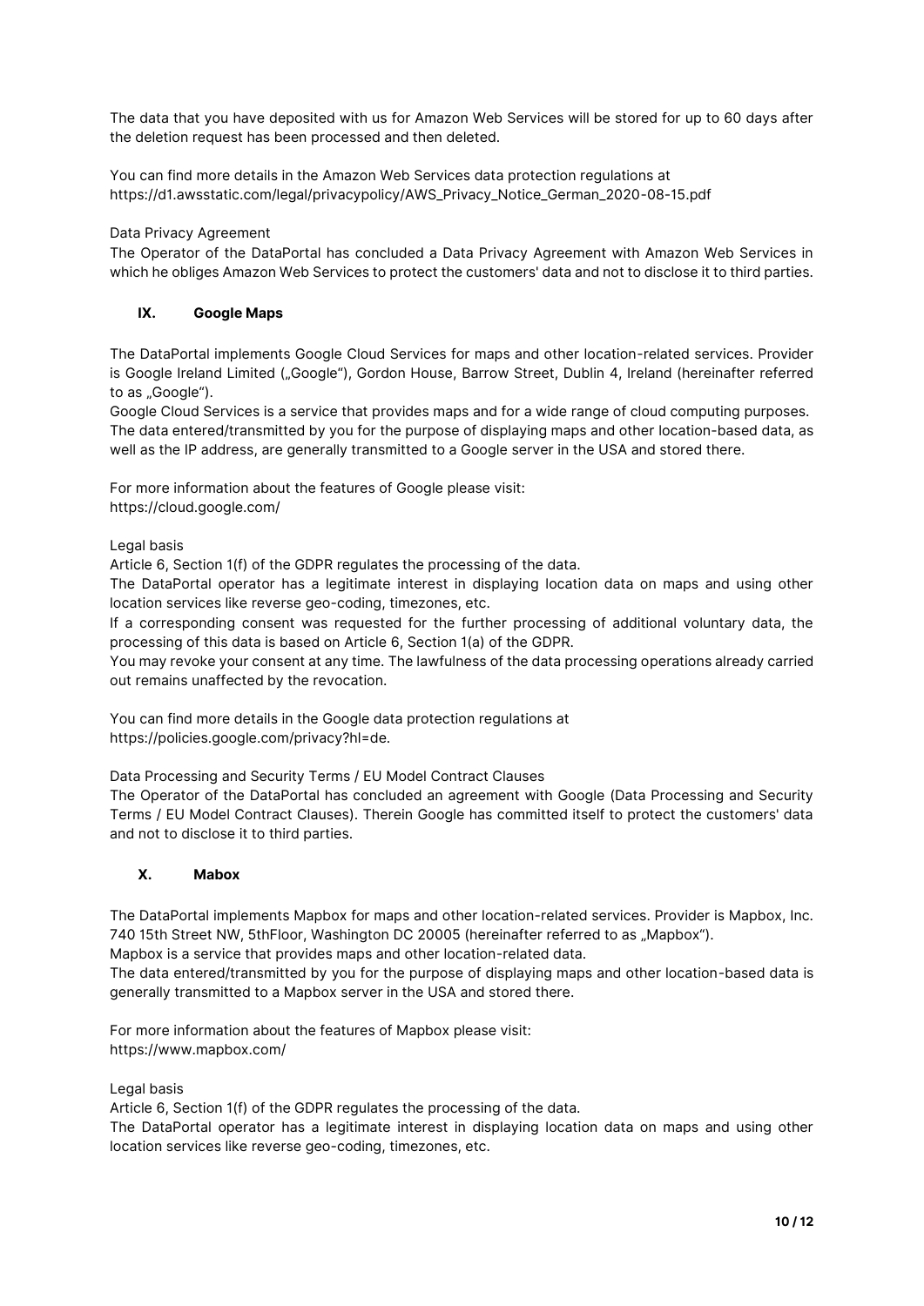The data that you have deposited with us for Amazon Web Services will be stored for up to 60 days after the deletion request has been processed and then deleted.

You can find more details in the Amazon Web Services data protection regulations at https://d1.awsstatic.com/legal/privacypolicy/AWS_Privacy_Notice_German_2020-08-15.pdf

Data Privacy Agreement
The Operator of the DataPortal has concluded a Data Privacy Agreement with Amazon Web Services in which he obliges Amazon Web Services to protect the customers' data and not to disclose it to third parties.

## IX. Google Maps

The DataPortal implements Google Cloud Services for maps and other location-related services. Provider is Google Ireland Limited („Google"), Gordon House, Barrow Street, Dublin 4, Ireland (hereinafter referred to as „Google").
Google Cloud Services is a service that provides maps and for a wide range of cloud computing purposes.
The data entered/transmitted by you for the purpose of displaying maps and other location-based data, as well as the IP address, are generally transmitted to a Google server in the USA and stored there.

For more information about the features of Google please visit:
https://cloud.google.com/

Legal basis
Article 6, Section 1(f) of the GDPR regulates the processing of the data.
The DataPortal operator has a legitimate interest in displaying location data on maps and using other location services like reverse geo-coding, timezones, etc.
If a corresponding consent was requested for the further processing of additional voluntary data, the processing of this data is based on Article 6, Section 1(a) of the GDPR.
You may revoke your consent at any time. The lawfulness of the data processing operations already carried out remains unaffected by the revocation.

You can find more details in the Google data protection regulations at https://policies.google.com/privacy?hl=de.

Data Processing and Security Terms / EU Model Contract Clauses
The Operator of the DataPortal has concluded an agreement with Google (Data Processing and Security Terms / EU Model Contract Clauses). Therein Google has committed itself to protect the customers' data and not to disclose it to third parties.

## X. Mabox

The DataPortal implements Mapbox for maps and other location-related services. Provider is Mapbox, Inc. 740 15th Street NW, 5thFloor, Washington DC 20005 (hereinafter referred to as „Mapbox").
Mapbox is a service that provides maps and other location-related data.
The data entered/transmitted by you for the purpose of displaying maps and other location-based data is generally transmitted to a Mapbox server in the USA and stored there.

For more information about the features of Mapbox please visit:
https://www.mapbox.com/

Legal basis
Article 6, Section 1(f) of the GDPR regulates the processing of the data.
The DataPortal operator has a legitimate interest in displaying location data on maps and using other location services like reverse geo-coding, timezones, etc.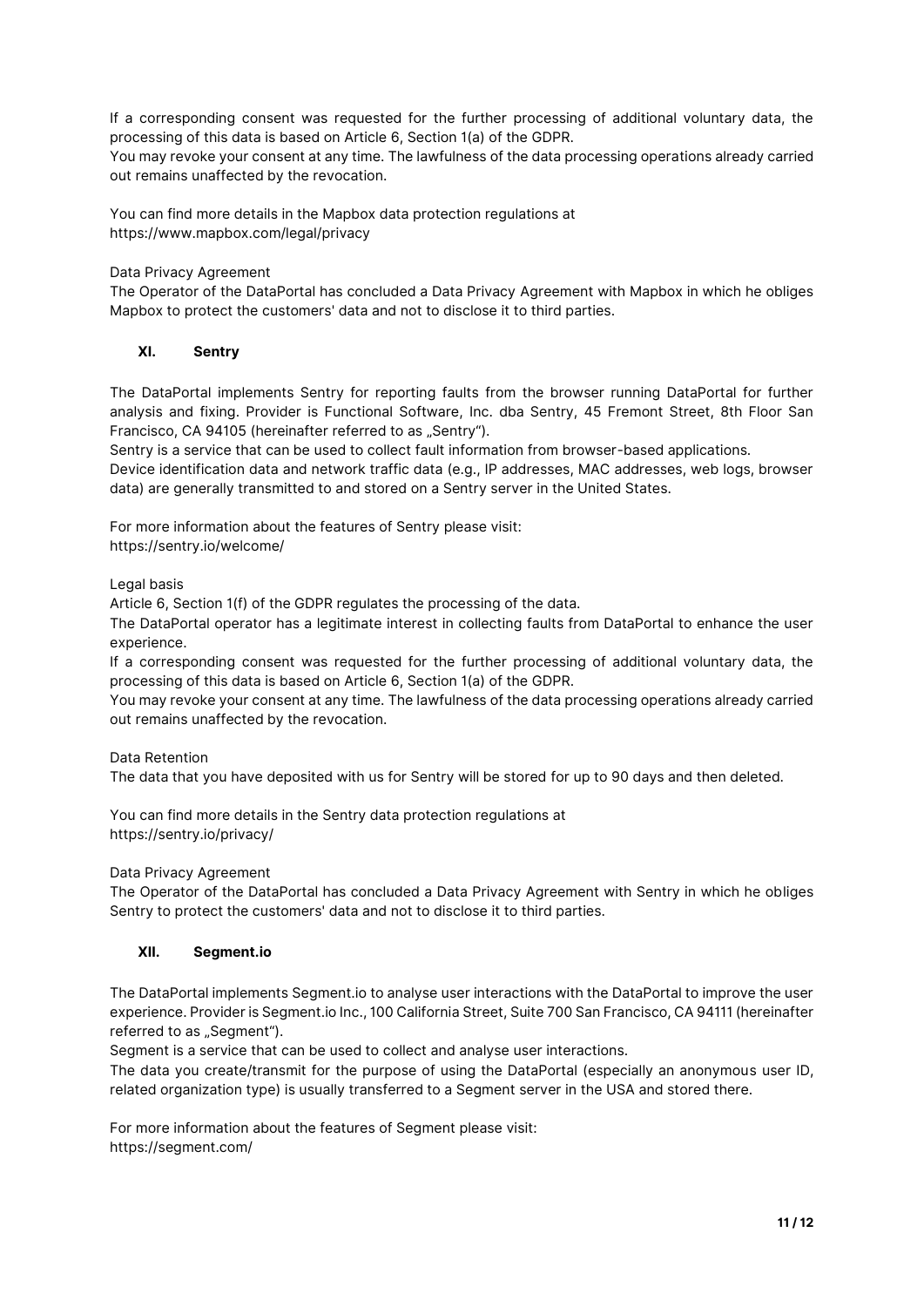If a corresponding consent was requested for the further processing of additional voluntary data, the processing of this data is based on Article 6, Section 1(a) of the GDPR.
You may revoke your consent at any time. The lawfulness of the data processing operations already carried out remains unaffected by the revocation.

You can find more details in the Mapbox data protection regulations at
https://www.mapbox.com/legal/privacy

Data Privacy Agreement
The Operator of the DataPortal has concluded a Data Privacy Agreement with Mapbox in which he obliges Mapbox to protect the customers' data and not to disclose it to third parties.

## XI. Sentry

The DataPortal implements Sentry for reporting faults from the browser running DataPortal for further analysis and fixing. Provider is Functional Software, Inc. dba Sentry, 45 Fremont Street, 8th Floor San Francisco, CA 94105 (hereinafter referred to as „Sentry").
Sentry is a service that can be used to collect fault information from browser-based applications.
Device identification data and network traffic data (e.g., IP addresses, MAC addresses, web logs, browser data) are generally transmitted to and stored on a Sentry server in the United States.

For more information about the features of Sentry please visit:
https://sentry.io/welcome/

Legal basis
Article 6, Section 1(f) of the GDPR regulates the processing of the data.
The DataPortal operator has a legitimate interest in collecting faults from DataPortal to enhance the user experience.
If a corresponding consent was requested for the further processing of additional voluntary data, the processing of this data is based on Article 6, Section 1(a) of the GDPR.
You may revoke your consent at any time. The lawfulness of the data processing operations already carried out remains unaffected by the revocation.

Data Retention
The data that you have deposited with us for Sentry will be stored for up to 90 days and then deleted.

You can find more details in the Sentry data protection regulations at
https://sentry.io/privacy/

Data Privacy Agreement
The Operator of the DataPortal has concluded a Data Privacy Agreement with Sentry in which he obliges Sentry to protect the customers' data and not to disclose it to third parties.

## XII. Segment.io

The DataPortal implements Segment.io to analyse user interactions with the DataPortal to improve the user experience. Provider is Segment.io Inc., 100 California Street, Suite 700 San Francisco, CA 94111 (hereinafter referred to as „Segment").
Segment is a service that can be used to collect and analyse user interactions.
The data you create/transmit for the purpose of using the DataPortal (especially an anonymous user ID, related organization type) is usually transferred to a Segment server in the USA and stored there.

For more information about the features of Segment please visit:
https://segment.com/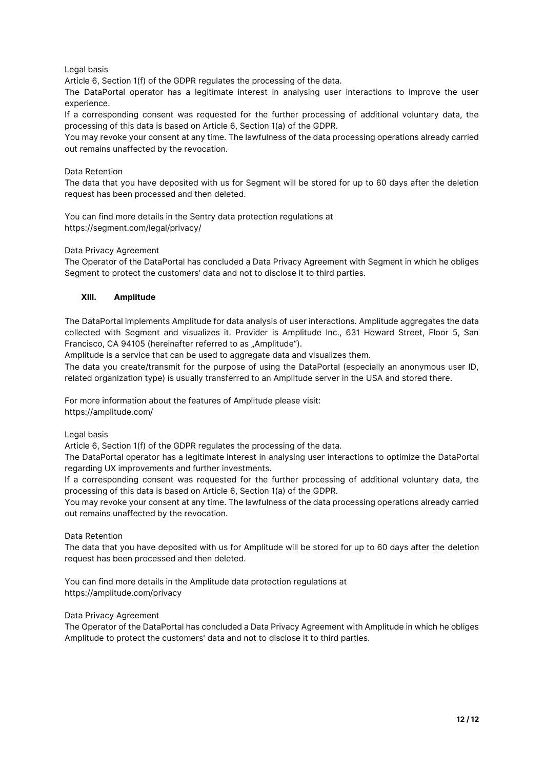Legal basis

Article 6, Section 1(f) of the GDPR regulates the processing of the data.

The DataPortal operator has a legitimate interest in analysing user interactions to improve the user experience.

If a corresponding consent was requested for the further processing of additional voluntary data, the processing of this data is based on Article 6, Section 1(a) of the GDPR.

You may revoke your consent at any time. The lawfulness of the data processing operations already carried out remains unaffected by the revocation.

Data Retention

The data that you have deposited with us for Segment will be stored for up to 60 days after the deletion request has been processed and then deleted.

You can find more details in the Sentry data protection regulations at
https://segment.com/legal/privacy/

Data Privacy Agreement

The Operator of the DataPortal has concluded a Data Privacy Agreement with Segment in which he obliges Segment to protect the customers' data and not to disclose it to third parties.

## XIII. Amplitude

The DataPortal implements Amplitude for data analysis of user interactions. Amplitude aggregates the data collected with Segment and visualizes it. Provider is Amplitude Inc., 631 Howard Street, Floor 5, San Francisco, CA 94105 (hereinafter referred to as „Amplitude“).

Amplitude is a service that can be used to aggregate data and visualizes them.

The data you create/transmit for the purpose of using the DataPortal (especially an anonymous user ID, related organization type) is usually transferred to an Amplitude server in the USA and stored there.

For more information about the features of Amplitude please visit:
https://amplitude.com/

Legal basis

Article 6, Section 1(f) of the GDPR regulates the processing of the data.

The DataPortal operator has a legitimate interest in analysing user interactions to optimize the DataPortal regarding UX improvements and further investments.

If a corresponding consent was requested for the further processing of additional voluntary data, the processing of this data is based on Article 6, Section 1(a) of the GDPR.

You may revoke your consent at any time. The lawfulness of the data processing operations already carried out remains unaffected by the revocation.

Data Retention

The data that you have deposited with us for Amplitude will be stored for up to 60 days after the deletion request has been processed and then deleted.

You can find more details in the Amplitude data protection regulations at
https://amplitude.com/privacy

Data Privacy Agreement

The Operator of the DataPortal has concluded a Data Privacy Agreement with Amplitude in which he obliges Amplitude to protect the customers' data and not to disclose it to third parties.